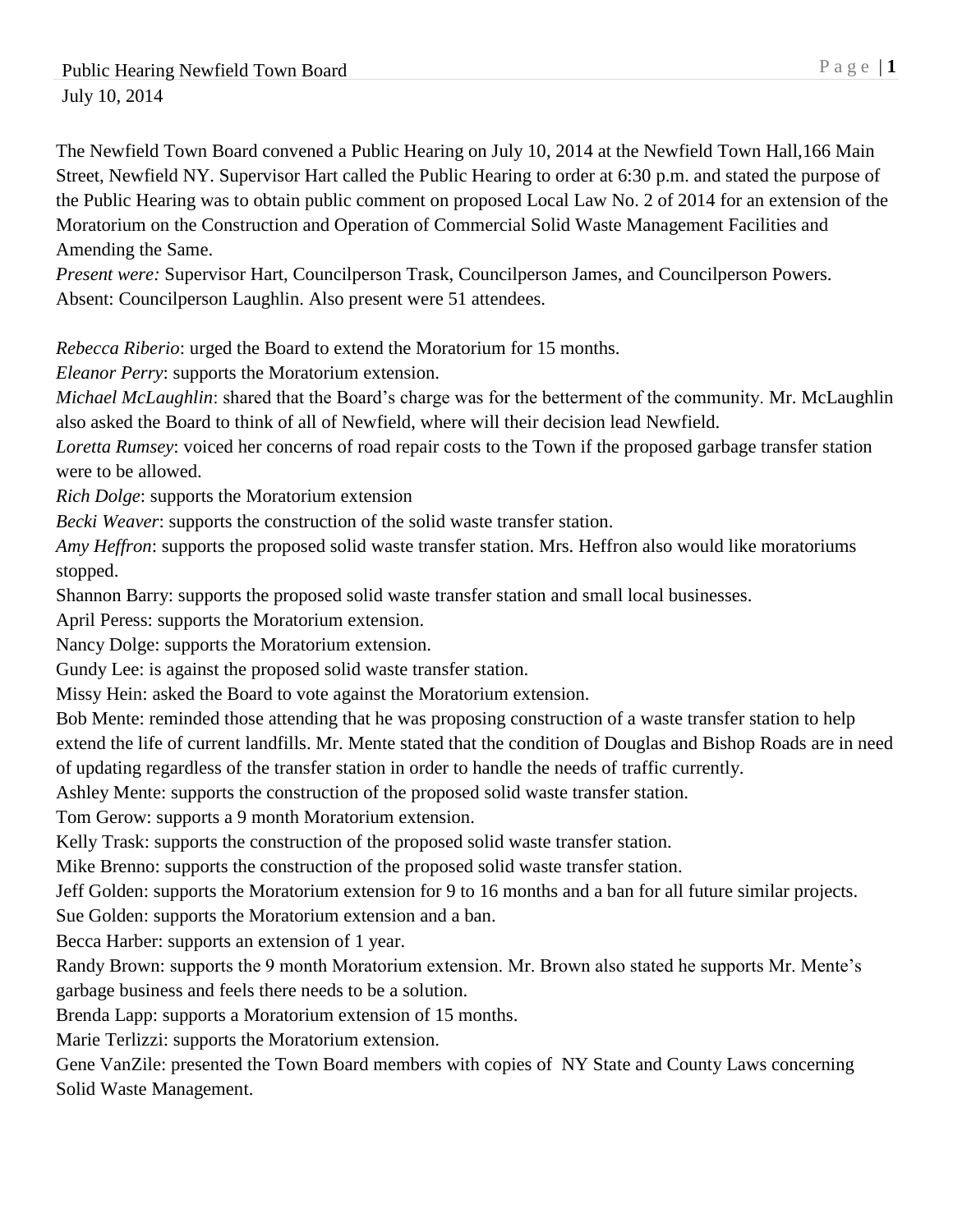Public Hearing Newfield Town Board
July 10, 2014

The Newfield Town Board convened a Public Hearing on July 10, 2014 at the Newfield Town Hall,166 Main Street, Newfield NY. Supervisor Hart called the Public Hearing to order at 6:30 p.m. and stated the purpose of the Public Hearing was to obtain public comment on proposed Local Law No. 2 of 2014 for an extension of the Moratorium on the Construction and Operation of Commercial Solid Waste Management Facilities and Amending the Same.

*Present were:* Supervisor Hart, Councilperson Trask, Councilperson James, and Councilperson Powers. Absent: Councilperson Laughlin. Also present were 51 attendees.

*Rebecca Riberio*: urged the Board to extend the Moratorium for 15 months.
*Eleanor Perry*: supports the Moratorium extension.
*Michael McLaughlin*: shared that the Board's charge was for the betterment of the community. Mr. McLaughlin also asked the Board to think of all of Newfield, where will their decision lead Newfield.
*Loretta Rumsey*: voiced her concerns of road repair costs to the Town if the proposed garbage transfer station were to be allowed.
*Rich Dolge*: supports the Moratorium extension
*Becki Weaver*: supports the construction of the solid waste transfer station.
*Amy Heffron*: supports the proposed solid waste transfer station. Mrs. Heffron also would like moratoriums stopped.
Shannon Barry: supports the proposed solid waste transfer station and small local businesses.
April Peress: supports the Moratorium extension.
Nancy Dolge: supports the Moratorium extension.
Gundy Lee: is against the proposed solid waste transfer station.
Missy Hein: asked the Board to vote against the Moratorium extension.
Bob Mente: reminded those attending that he was proposing construction of a waste transfer station to help extend the life of current landfills. Mr. Mente stated that the condition of Douglas and Bishop Roads are in need of updating regardless of the transfer station in order to handle the needs of traffic currently.
Ashley Mente: supports the construction of the proposed solid waste transfer station.
Tom Gerow: supports a 9 month Moratorium extension.
Kelly Trask: supports the construction of the proposed solid waste transfer station.
Mike Brenno: supports the construction of the proposed solid waste transfer station.
Jeff Golden: supports the Moratorium extension for 9 to 16 months and a ban for all future similar projects.
Sue Golden: supports the Moratorium extension and a ban.
Becca Harber: supports an extension of 1 year.
Randy Brown: supports the 9 month Moratorium extension. Mr. Brown also stated he supports Mr. Mente's garbage business and feels there needs to be a solution.
Brenda Lapp: supports a Moratorium extension of 15 months.
Marie Terlizzi: supports the Moratorium extension.
Gene VanZile: presented the Town Board members with copies of NY State and County Laws concerning Solid Waste Management.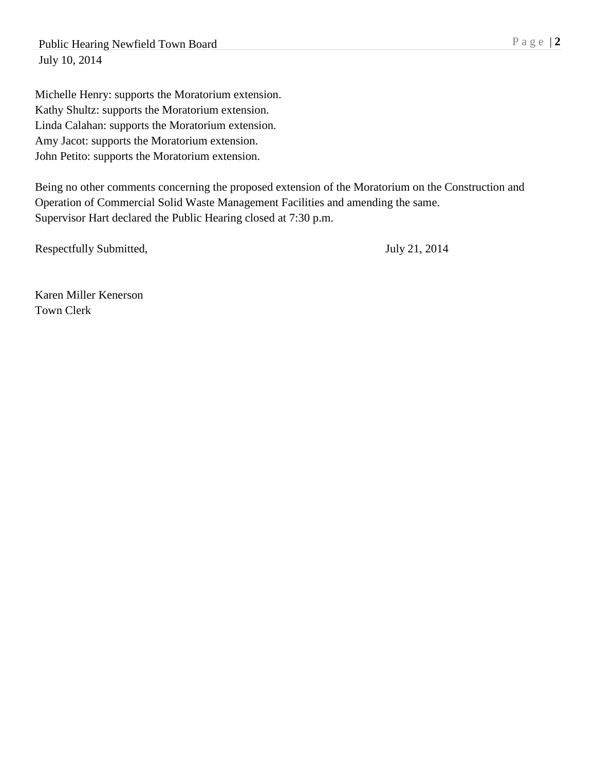Michelle Henry: supports the Moratorium extension.
Kathy Shultz: supports the Moratorium extension.
Linda Calahan: supports the Moratorium extension.
Amy Jacot: supports the Moratorium extension.
John Petito: supports the Moratorium extension.

Being no other comments concerning the proposed extension of the Moratorium on the Construction and Operation of Commercial Solid Waste Management Facilities and amending the same.
Supervisor Hart declared the Public Hearing closed at 7:30 p.m.

Respectfully Submitted, July 21, 2014

Karen Miller Kenerson
Town Clerk